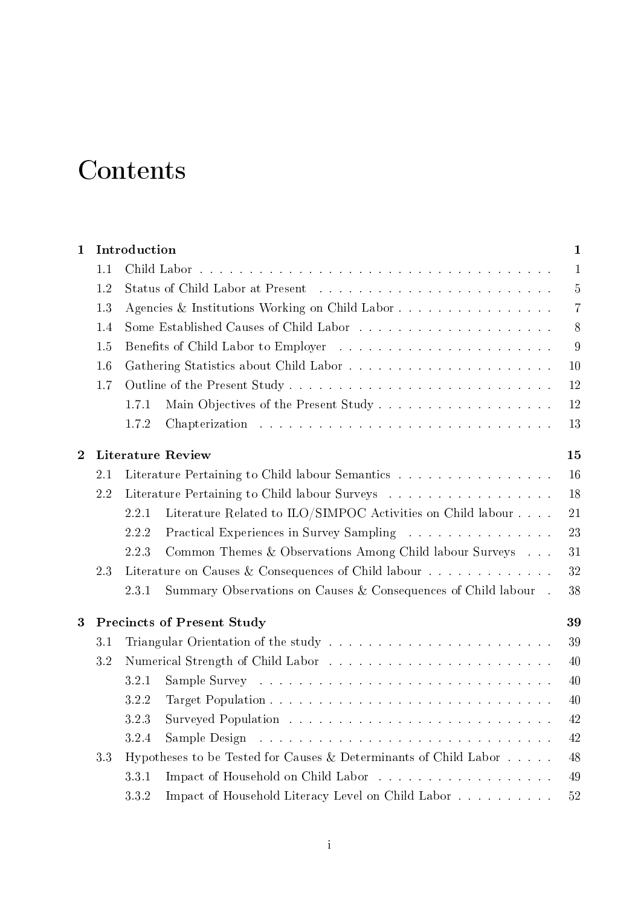# Contents

| | | |
|---|---|---|
| **1** | **Introduction** | **1** |
| 1.1 | Child Labor | 1 |
| 1.2 | Status of Child Labor at Present | 5 |
| 1.3 | Agencies & Institutions Working on Child Labor | 7 |
| 1.4 | Some Established Causes of Child Labor | 8 |
| 1.5 | Benefits of Child Labor to Employer | 9 |
| 1.6 | Gathering Statistics about Child Labor | 10 |
| 1.7 | Outline of the Present Study | 12 |
| 1.7.1 | Main Objectives of the Present Study | 12 |
| 1.7.2 | Chapterization | 13 |
| **2** | **Literature Review** | **15** |
| 2.1 | Literature Pertaining to Child labour Semantics | 16 |
| 2.2 | Literature Pertaining to Child labour Surveys | 18 |
| 2.2.1 | Literature Related to ILO/SIMPOC Activities on Child labour | 21 |
| 2.2.2 | Practical Experiences in Survey Sampling | 23 |
| 2.2.3 | Common Themes & Observations Among Child labour Surveys | 31 |
| 2.3 | Literature on Causes & Consequences of Child labour | 32 |
| 2.3.1 | Summary Observations on Causes & Consequences of Child labour | 38 |
| **3** | **Precincts of Present Study** | **39** |
| 3.1 | Triangular Orientation of the study | 39 |
| 3.2 | Numerical Strength of Child Labor | 40 |
| 3.2.1 | Sample Survey | 40 |
| 3.2.2 | Target Population | 40 |
| 3.2.3 | Surveyed Population | 42 |
| 3.2.4 | Sample Design | 42 |
| 3.3 | Hypotheses to be Tested for Causes & Determinants of Child Labor | 48 |
| 3.3.1 | Impact of Household on Child Labor | 49 |
| 3.3.2 | Impact of Household Literacy Level on Child Labor | 52 |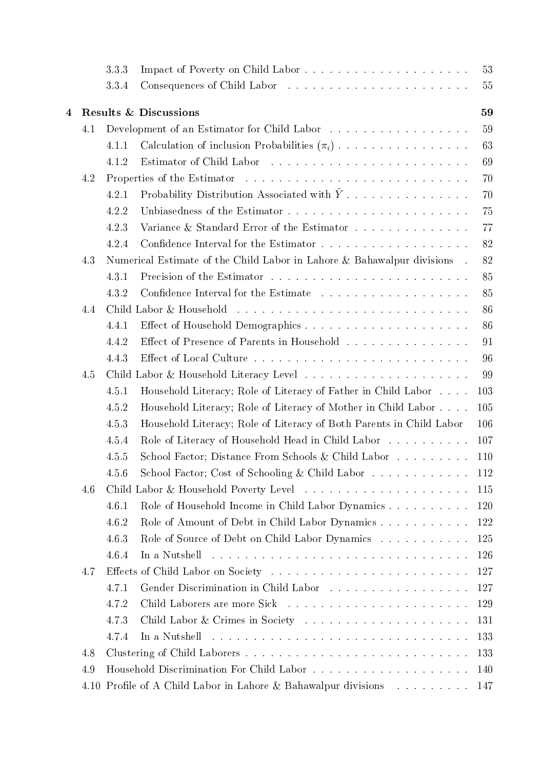| | | | |
|---|---|---|---|
| | 3.3.3 | Impact of Poverty on Child Labor | 53 |
| | 3.3.4 | Consequences of Child Labor | 55 |
| **4** | | **Results & Discussions** | **59** |
| | 4.1 | Development of an Estimator for Child Labor | 59 |
| | 4.1.1 | Calculation of inclusion Probabilities ($\pi_i$) | 63 |
| | 4.1.2 | Estimator of Child Labor | 69 |
| | 4.2 | Properties of the Estimator | 70 |
| | 4.2.1 | Probability Distribution Associated with $\hat{Y}$ | 70 |
| | 4.2.2 | Unbiasedness of the Estimator | 75 |
| | 4.2.3 | Variance & Standard Error of the Estimator | 77 |
| | 4.2.4 | Confidence Interval for the Estimator | 82 |
| | 4.3 | Numerical Estimate of the Child Labor in Lahore & Bahawalpur divisions | 82 |
| | 4.3.1 | Precision of the Estimator | 85 |
| | 4.3.2 | Confidence Interval for the Estimate | 85 |
| | 4.4 | Child Labor & Household | 86 |
| | 4.4.1 | Effect of Household Demographics | 86 |
| | 4.4.2 | Effect of Presence of Parents in Household | 91 |
| | 4.4.3 | Effect of Local Culture | 96 |
| | 4.5 | Child Labor & Household Literacy Level | 99 |
| | 4.5.1 | Household Literacy; Role of Literacy of Father in Child Labor | 103 |
| | 4.5.2 | Household Literacy; Role of Literacy of Mother in Child Labor | 105 |
| | 4.5.3 | Household Literacy; Role of Literacy of Both Parents in Child Labor | 106 |
| | 4.5.4 | Role of Literacy of Household Head in Child Labor | 107 |
| | 4.5.5 | School Factor; Distance From Schools & Child Labor | 110 |
| | 4.5.6 | School Factor; Cost of Schooling & Child Labor | 112 |
| | 4.6 | Child Labor & Household Poverty Level | 115 |
| | 4.6.1 | Role of Household Income in Child Labor Dynamics | 120 |
| | 4.6.2 | Role of Amount of Debt in Child Labor Dynamics | 122 |
| | 4.6.3 | Role of Source of Debt on Child Labor Dynamics | 125 |
| | 4.6.4 | In a Nutshell | 126 |
| | 4.7 | Effects of Child Labor on Society | 127 |
| | 4.7.1 | Gender Discrimination in Child Labor | 127 |
| | 4.7.2 | Child Laborers are more Sick | 129 |
| | 4.7.3 | Child Labor & Crimes in Society | 131 |
| | 4.7.4 | In a Nutshell | 133 |
| | 4.8 | Clustering of Child Laborers | 133 |
| | 4.9 | Household Discrimination For Child Labor | 140 |
| | 4.10 | Profile of A Child Labor in Lahore & Bahawalpur divisions | 147 |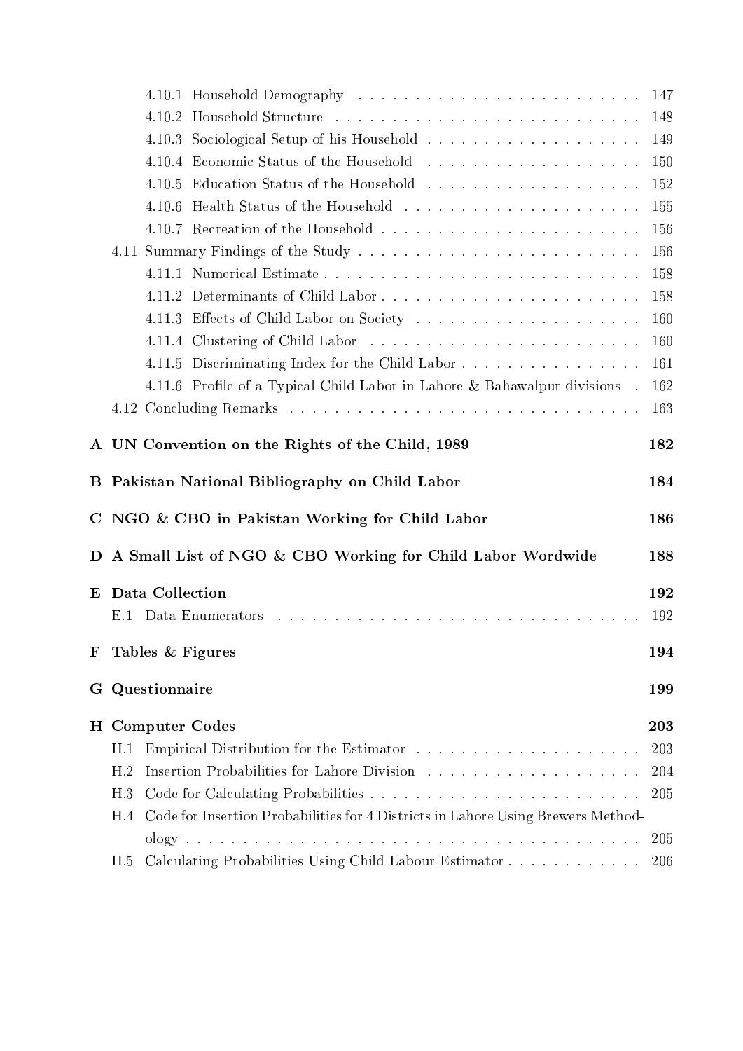4.10.1 Household Demography . . . . . . . . . . . . . . . . . . . . . . . . . . 147

4.10.2 Household Structure . . . . . . . . . . . . . . . . . . . . . . . . . . . . 148

4.10.3 Sociological Setup of his Household . . . . . . . . . . . . . . . . . . 149

4.10.4 Economic Status of the Household . . . . . . . . . . . . . . . . . . . 150

4.10.5 Education Status of the Household . . . . . . . . . . . . . . . . . . . 152

4.10.6 Health Status of the Household . . . . . . . . . . . . . . . . . . . . . 155

4.10.7 Recreation of the Household . . . . . . . . . . . . . . . . . . . . . . . 156

4.11 Summary Findings of the Study . . . . . . . . . . . . . . . . . . . . . . . . . 156

4.11.1 Numerical Estimate . . . . . . . . . . . . . . . . . . . . . . . . . . . . 158

4.11.2 Determinants of Child Labor . . . . . . . . . . . . . . . . . . . . . . . 158

4.11.3 Effects of Child Labor on Society . . . . . . . . . . . . . . . . . . . . 160

4.11.4 Clustering of Child Labor . . . . . . . . . . . . . . . . . . . . . . . . 160

4.11.5 Discriminating Index for the Child Labor . . . . . . . . . . . . . . . . 161

4.11.6 Profile of a Typical Child Labor in Lahore & Bahawalpur divisions . 162

4.12 Concluding Remarks . . . . . . . . . . . . . . . . . . . . . . . . . . . . . . . 163

**A UN Convention on the Rights of the Child, 1989** **182**

**B Pakistan National Bibliography on Child Labor** **184**

**C NGO & CBO in Pakistan Working for Child Labor** **186**

**D A Small List of NGO & CBO Working for Child Labor Wordwide** **188**

**E Data Collection** **192**

E.1 Data Enumerators . . . . . . . . . . . . . . . . . . . . . . . . . . . . . . . . 192

**F Tables & Figures** **194**

**G Questionnaire** **199**

**H Computer Codes** **203**

H.1 Empirical Distribution for the Estimator . . . . . . . . . . . . . . . . . . . . 203

H.2 Insertion Probabilities for Lahore Division . . . . . . . . . . . . . . . . . . . 204

H.3 Code for Calculating Probabilities . . . . . . . . . . . . . . . . . . . . . . . . 205

H.4 Code for Insertion Probabilities for 4 Districts in Lahore Using Brewers Methodology . . . . . . . . . . . . . . . . . . . . . . . . . . . . . . . . . . . . . . . 205

H.5 Calculating Probabilities Using Child Labour Estimator . . . . . . . . . . . . 206